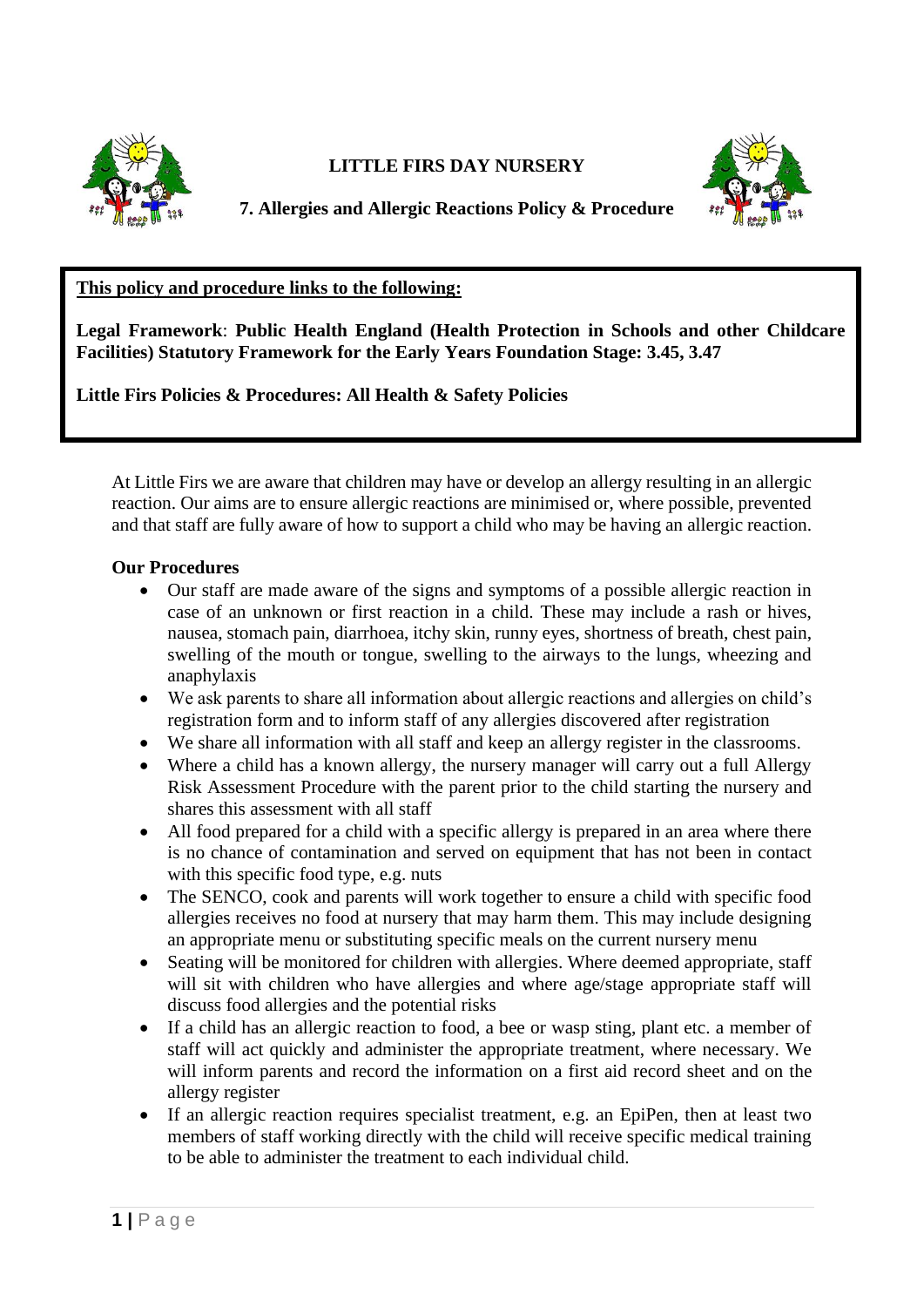# LITTLE FIRS DAY NURSERY

## 7. Allergies and Allergic Reactions Policy & Procedure

**This policy and procedure links to the following:**

**Legal Framework**: **Public Health England (Health Protection in Schools and other Childcare Facilities) Statutory Framework for the Early Years Foundation Stage: 3.45, 3.47**

**Little Firs Policies & Procedures: All Health & Safety Policies**

At Little Firs we are aware that children may have or develop an allergy resulting in an allergic reaction. Our aims are to ensure allergic reactions are minimised or, where possible, prevented and that staff are fully aware of how to support a child who may be having an allergic reaction.

**Our Procedures**

- Our staff are made aware of the signs and symptoms of a possible allergic reaction in case of an unknown or first reaction in a child. These may include a rash or hives, nausea, stomach pain, diarrhoea, itchy skin, runny eyes, shortness of breath, chest pain, swelling of the mouth or tongue, swelling to the airways to the lungs, wheezing and anaphylaxis
- We ask parents to share all information about allergic reactions and allergies on child's registration form and to inform staff of any allergies discovered after registration
- We share all information with all staff and keep an allergy register in the classrooms.
- Where a child has a known allergy, the nursery manager will carry out a full Allergy Risk Assessment Procedure with the parent prior to the child starting the nursery and shares this assessment with all staff
- All food prepared for a child with a specific allergy is prepared in an area where there is no chance of contamination and served on equipment that has not been in contact with this specific food type, e.g. nuts
- The SENCO, cook and parents will work together to ensure a child with specific food allergies receives no food at nursery that may harm them. This may include designing an appropriate menu or substituting specific meals on the current nursery menu
- Seating will be monitored for children with allergies. Where deemed appropriate, staff will sit with children who have allergies and where age/stage appropriate staff will discuss food allergies and the potential risks
- If a child has an allergic reaction to food, a bee or wasp sting, plant etc. a member of staff will act quickly and administer the appropriate treatment, where necessary. We will inform parents and record the information on a first aid record sheet and on the allergy register
- If an allergic reaction requires specialist treatment, e.g. an EpiPen, then at least two members of staff working directly with the child will receive specific medical training to be able to administer the treatment to each individual child.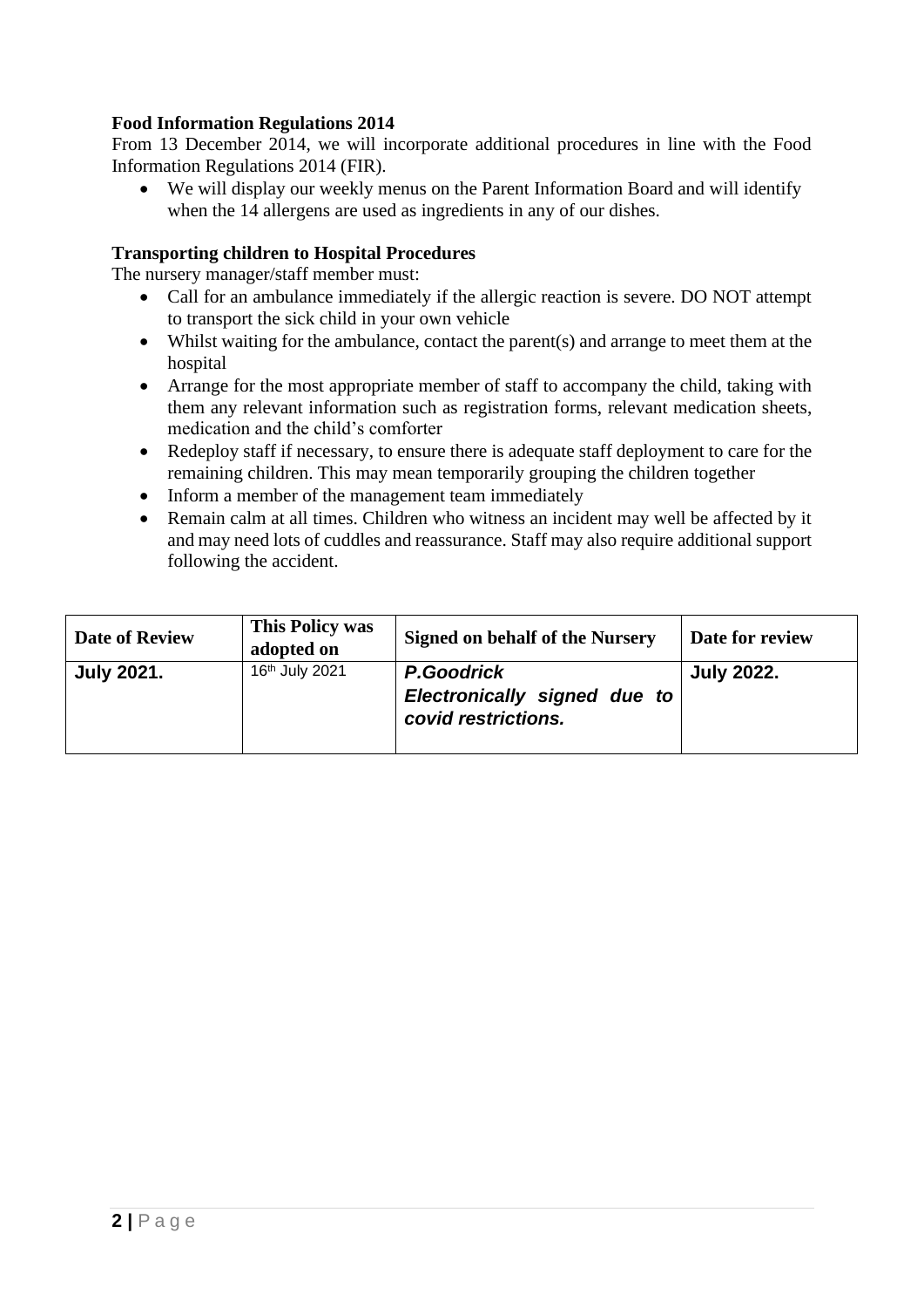**Food Information Regulations 2014**

From 13 December 2014, we will incorporate additional procedures in line with the Food Information Regulations 2014 (FIR).

- We will display our weekly menus on the Parent Information Board and will identify when the 14 allergens are used as ingredients in any of our dishes.

**Transporting children to Hospital Procedures**

The nursery manager/staff member must:

- Call for an ambulance immediately if the allergic reaction is severe. DO NOT attempt to transport the sick child in your own vehicle
- Whilst waiting for the ambulance, contact the parent(s) and arrange to meet them at the hospital
- Arrange for the most appropriate member of staff to accompany the child, taking with them any relevant information such as registration forms, relevant medication sheets, medication and the child's comforter
- Redeploy staff if necessary, to ensure there is adequate staff deployment to care for the remaining children. This may mean temporarily grouping the children together
- Inform a member of the management team immediately
- Remain calm at all times. Children who witness an incident may well be affected by it and may need lots of cuddles and reassurance. Staff may also require additional support following the accident.

| Date of Review | This Policy was adopted on | Signed on behalf of the Nursery | Date for review |
|---|---|---|---|
| **July 2021.** | 16th July 2021 | ***P.Goodrick Electronically signed due to covid restrictions.*** | **July 2022.** |